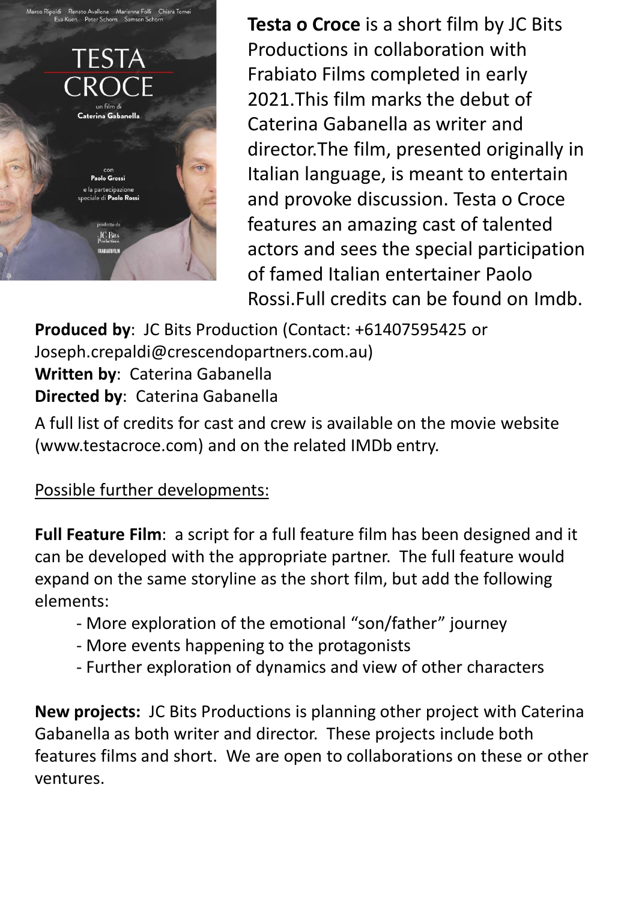**Testa o Croce** is a short film by JC Bits Productions in collaboration with Frabiato Films completed in early 2021.This film marks the debut of Caterina Gabanella as writer and director.The film, presented originally in Italian language, is meant to entertain and provoke discussion. Testa o Croce features an amazing cast of talented actors and sees the special participation of famed Italian entertainer Paolo Rossi.Full credits can be found on Imdb.

**Produced by**: JC Bits Production (Contact: +61407595425 or Joseph.crepaldi@crescendopartners.com.au)
**Written by**: Caterina Gabanella
**Directed by**: Caterina Gabanella

A full list of credits for cast and crew is available on the movie website (www.testacroce.com) and on the related IMDb entry.

Possible further developments:

**Full Feature Film**: a script for a full feature film has been designed and it can be developed with the appropriate partner. The full feature would expand on the same storyline as the short film, but add the following elements:

- More exploration of the emotional "son/father" journey
- More events happening to the protagonists
- Further exploration of dynamics and view of other characters

**New projects:** JC Bits Productions is planning other project with Caterina Gabanella as both writer and director. These projects include both features films and short. We are open to collaborations on these or other ventures.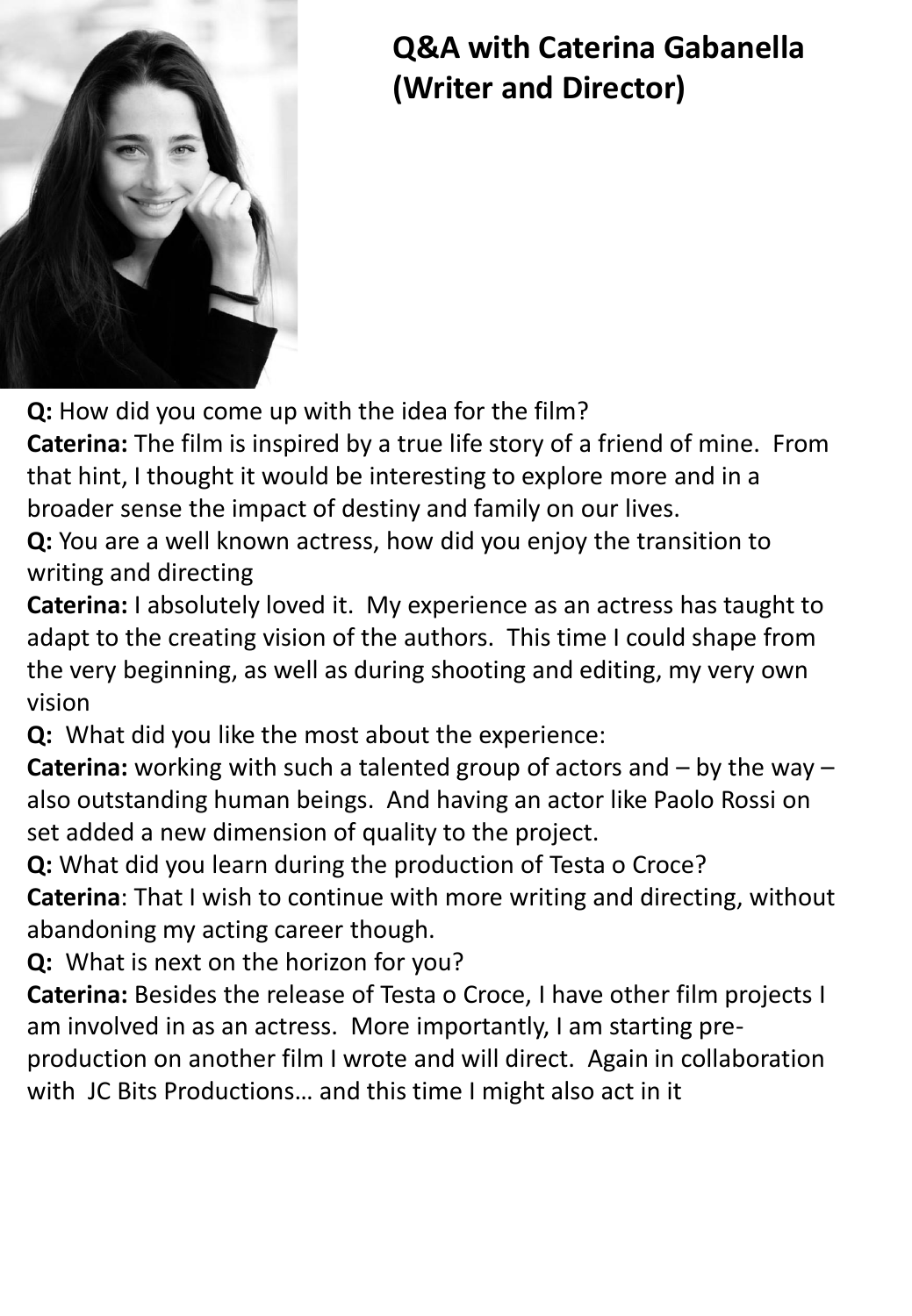# Q&A with Caterina Gabanella (Writer and Director)

**Q:** How did you come up with the idea for the film?
**Caterina:** The film is inspired by a true life story of a friend of mine. From that hint, I thought it would be interesting to explore more and in a broader sense the impact of destiny and family on our lives.
**Q:** You are a well known actress, how did you enjoy the transition to writing and directing
**Caterina:** I absolutely loved it. My experience as an actress has taught to adapt to the creating vision of the authors. This time I could shape from the very beginning, as well as during shooting and editing, my very own vision
**Q:** What did you like the most about the experience:
**Caterina:** working with such a talented group of actors and – by the way – also outstanding human beings. And having an actor like Paolo Rossi on set added a new dimension of quality to the project.
**Q:** What did you learn during the production of Testa o Croce?
**Caterina**: That I wish to continue with more writing and directing, without abandoning my acting career though.
**Q:** What is next on the horizon for you?
**Caterina:** Besides the release of Testa o Croce, I have other film projects I am involved in as an actress. More importantly, I am starting pre-production on another film I wrote and will direct. Again in collaboration with JC Bits Productions… and this time I might also act in it